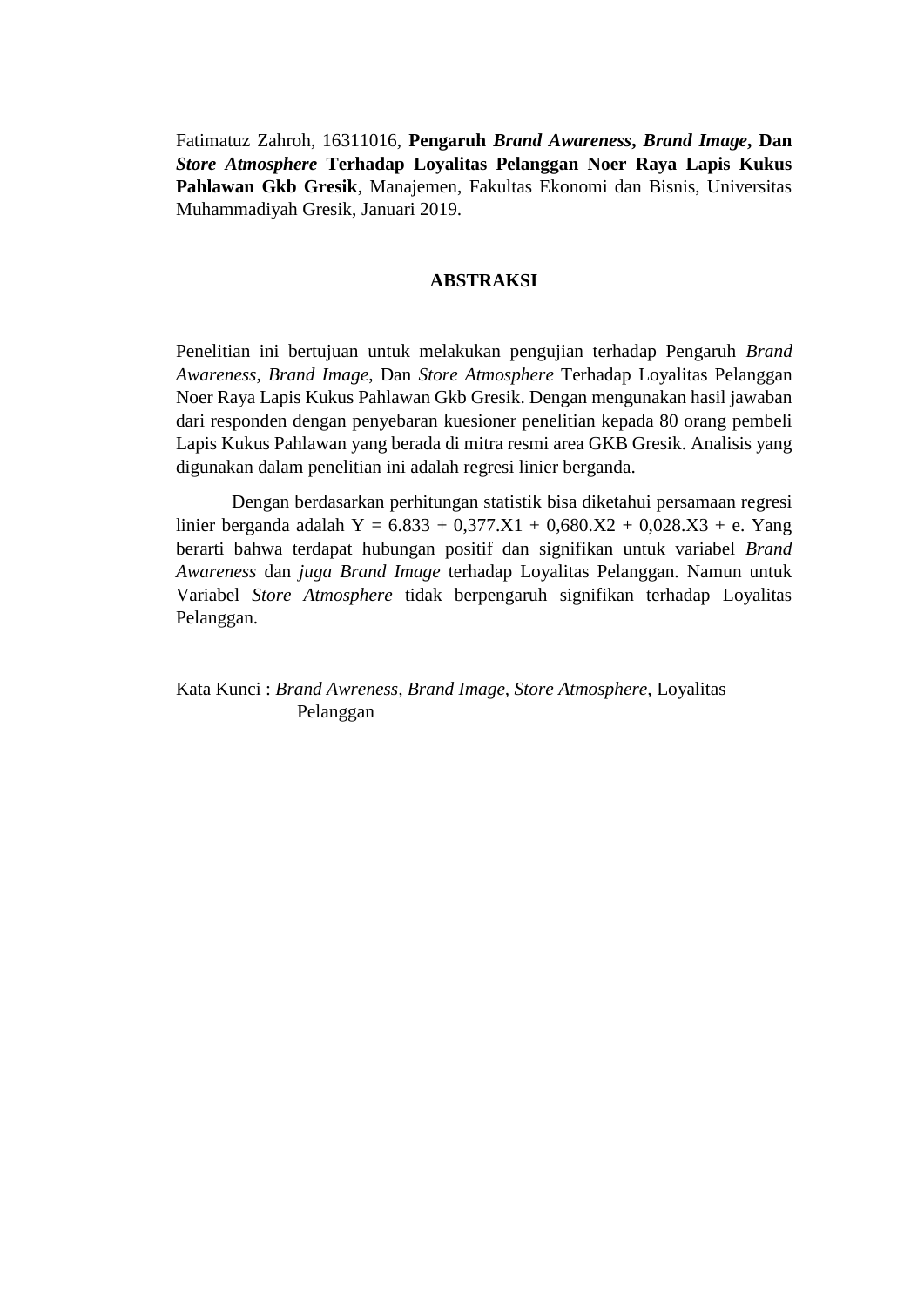Fatimatuz Zahroh, 16311016, **Pengaruh *Brand Awareness*, *Brand Image*, Dan *Store Atmosphere* Terhadap Loyalitas Pelanggan Noer Raya Lapis Kukus Pahlawan Gkb Gresik**, Manajemen, Fakultas Ekonomi dan Bisnis, Universitas Muhammadiyah Gresik, Januari 2019.

## ABSTRAKSI

Penelitian ini bertujuan untuk melakukan pengujian terhadap Pengaruh *Brand Awareness*, *Brand Image*, Dan *Store Atmosphere* Terhadap Loyalitas Pelanggan Noer Raya Lapis Kukus Pahlawan Gkb Gresik. Dengan mengunakan hasil jawaban dari responden dengan penyebaran kuesioner penelitian kepada 80 orang pembeli Lapis Kukus Pahlawan yang berada di mitra resmi area GKB Gresik. Analisis yang digunakan dalam penelitian ini adalah regresi linier berganda.

Dengan berdasarkan perhitungan statistik bisa diketahui persamaan regresi linier berganda adalah $Y = 6.833 + 0,377.X1 + 0,680.X2 + 0,028.X3 + e$. Yang berarti bahwa terdapat hubungan positif dan signifikan untuk variabel *Brand Awareness* dan *juga Brand Image* terhadap Loyalitas Pelanggan. Namun untuk Variabel *Store Atmosphere* tidak berpengaruh signifikan terhadap Loyalitas Pelanggan.

Kata Kunci : *Brand Awreness, Brand Image, Store Atmosphere,* Loyalitas Pelanggan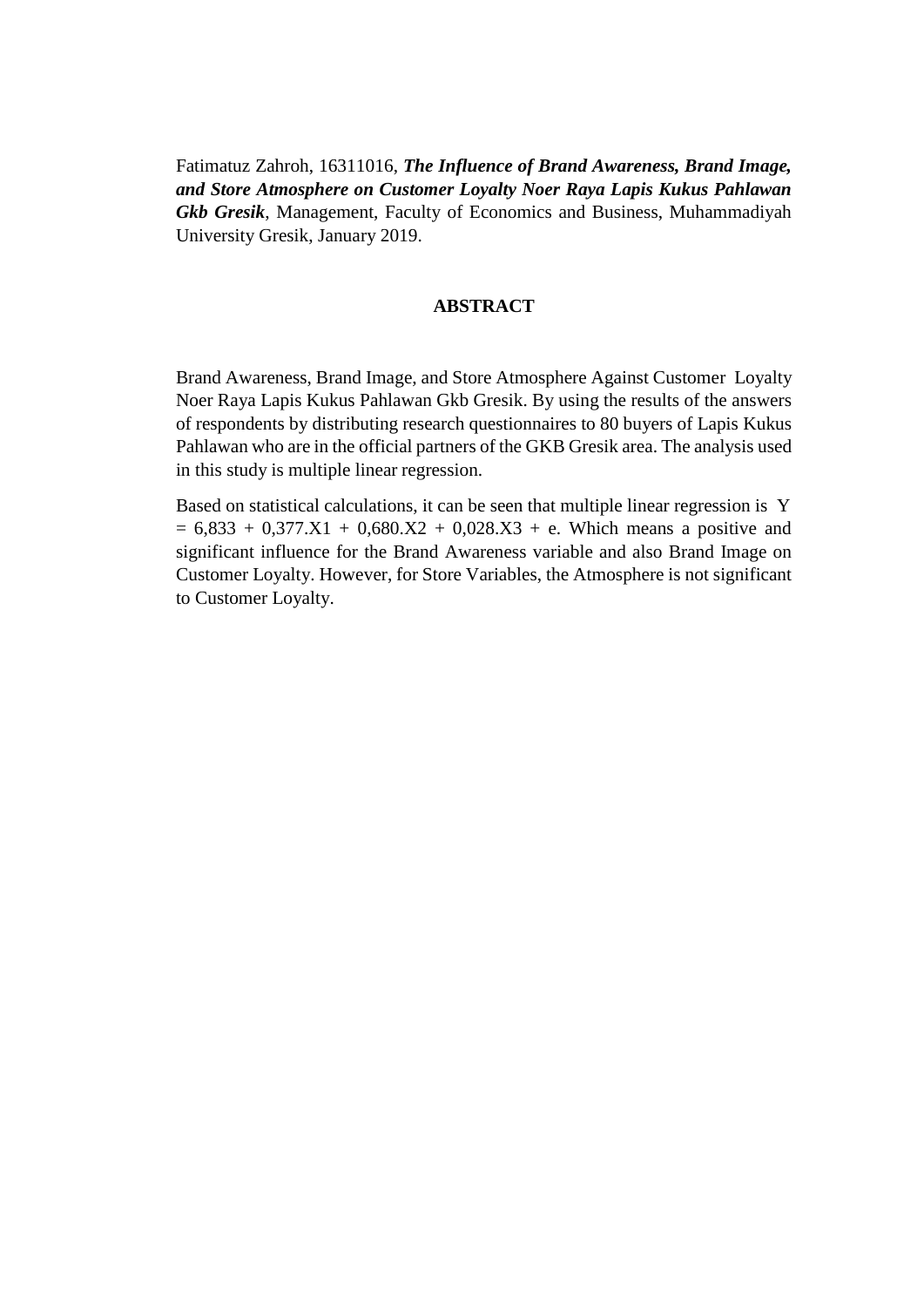Fatimatuz Zahroh, 16311016, ***The Influence of Brand Awareness, Brand Image, and Store Atmosphere on Customer Loyalty Noer Raya Lapis Kukus Pahlawan Gkb Gresik***, Management, Faculty of Economics and Business, Muhammadiyah University Gresik, January 2019.

## ABSTRACT

Brand Awareness, Brand Image, and Store Atmosphere Against Customer Loyalty Noer Raya Lapis Kukus Pahlawan Gkb Gresik. By using the results of the answers of respondents by distributing research questionnaires to 80 buyers of Lapis Kukus Pahlawan who are in the official partners of the GKB Gresik area. The analysis used in this study is multiple linear regression.

Based on statistical calculations, it can be seen that multiple linear regression is $Y = 6{,}833 + 0{,}377.X1 + 0{,}680.X2 + 0{,}028.X3 + e$. Which means a positive and significant influence for the Brand Awareness variable and also Brand Image on Customer Loyalty. However, for Store Variables, the Atmosphere is not significant to Customer Loyalty.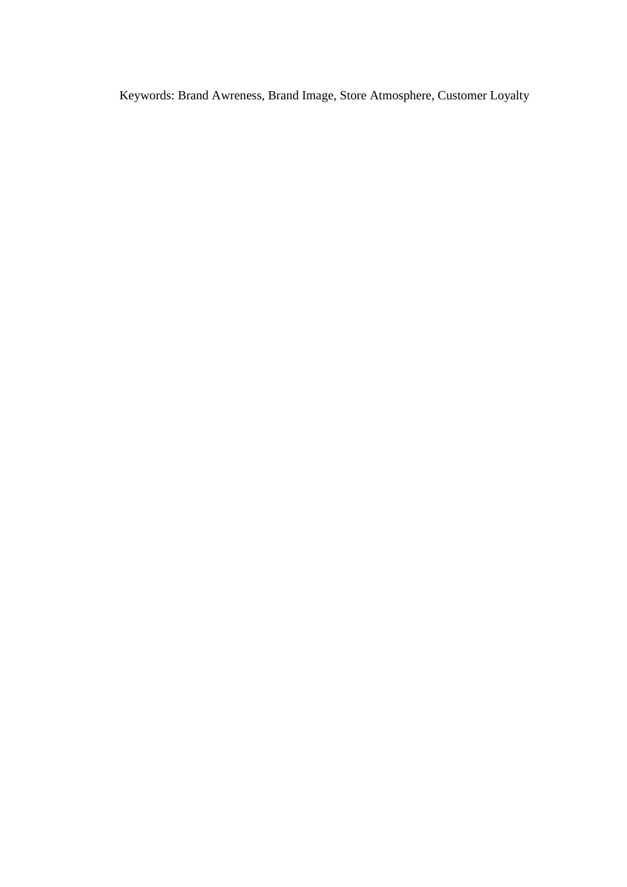Keywords: Brand Awreness, Brand Image, Store Atmosphere, Customer Loyalty